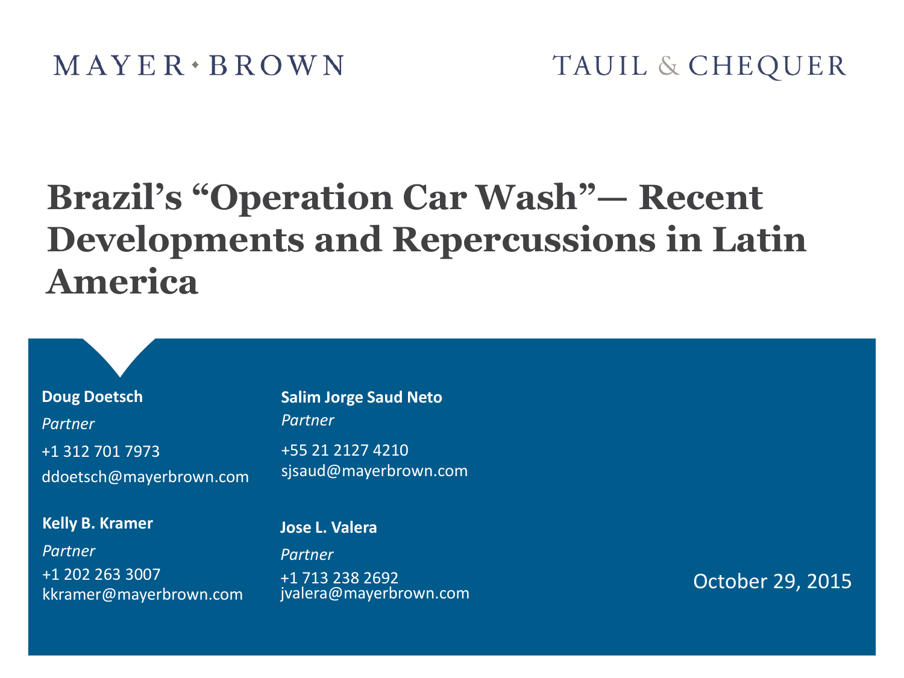MAYER • BROWN

TAUIL & CHEQUER

# Brazil's "Operation Car Wash"— Recent Developments and Repercussions in Latin America

**Doug Doetsch**
*Partner*
+1 312 701 7973
ddoetsch@mayerbrown.com

**Kelly B. Kramer**
*Partner*
+1 202 263 3007
kkramer@mayerbrown.com

**Salim Jorge Saud Neto**
*Partner*
+55 21 2127 4210
sjsaud@mayerbrown.com

**Jose L. Valera**
*Partner*
+1 713 238 2692
jvalera@mayerbrown.com

October 29, 2015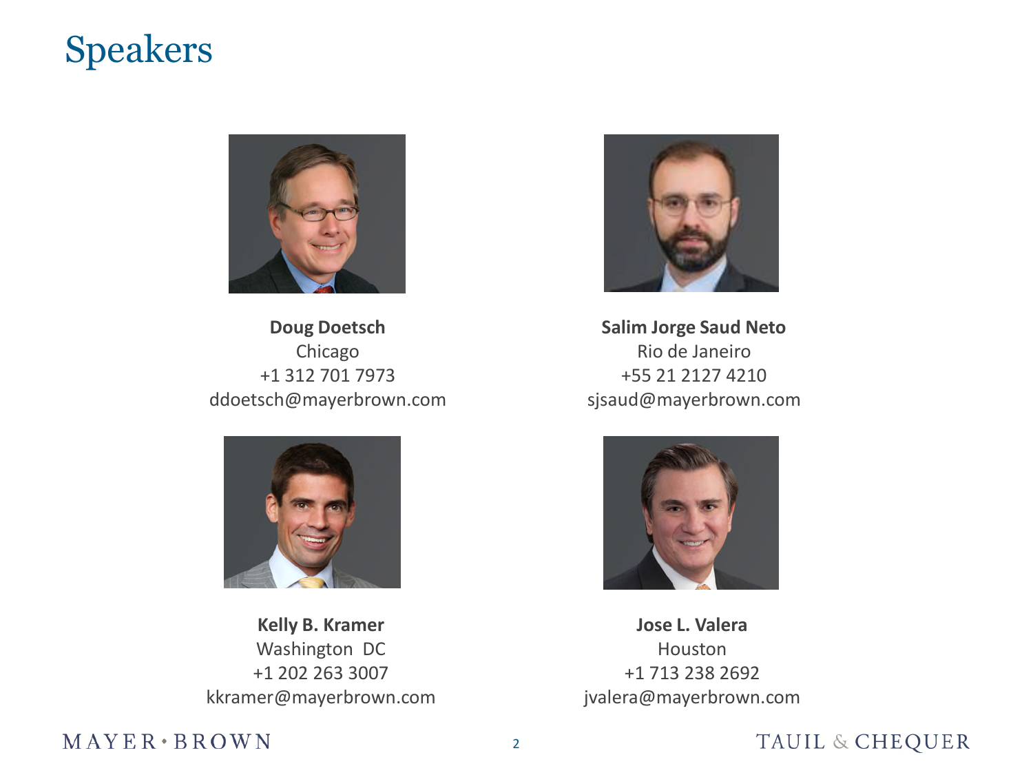# Speakers

**Doug Doetsch**
Chicago
+1 312 701 7973
ddoetsch@mayerbrown.com

**Salim Jorge Saud Neto**
Rio de Janeiro
+55 21 2127 4210
sjsaud@mayerbrown.com

**Kelly B. Kramer**
Washington DC
+1 202 263 3007
kkramer@mayerbrown.com

**Jose L. Valera**
Houston
+1 713 238 2692
jvalera@mayerbrown.com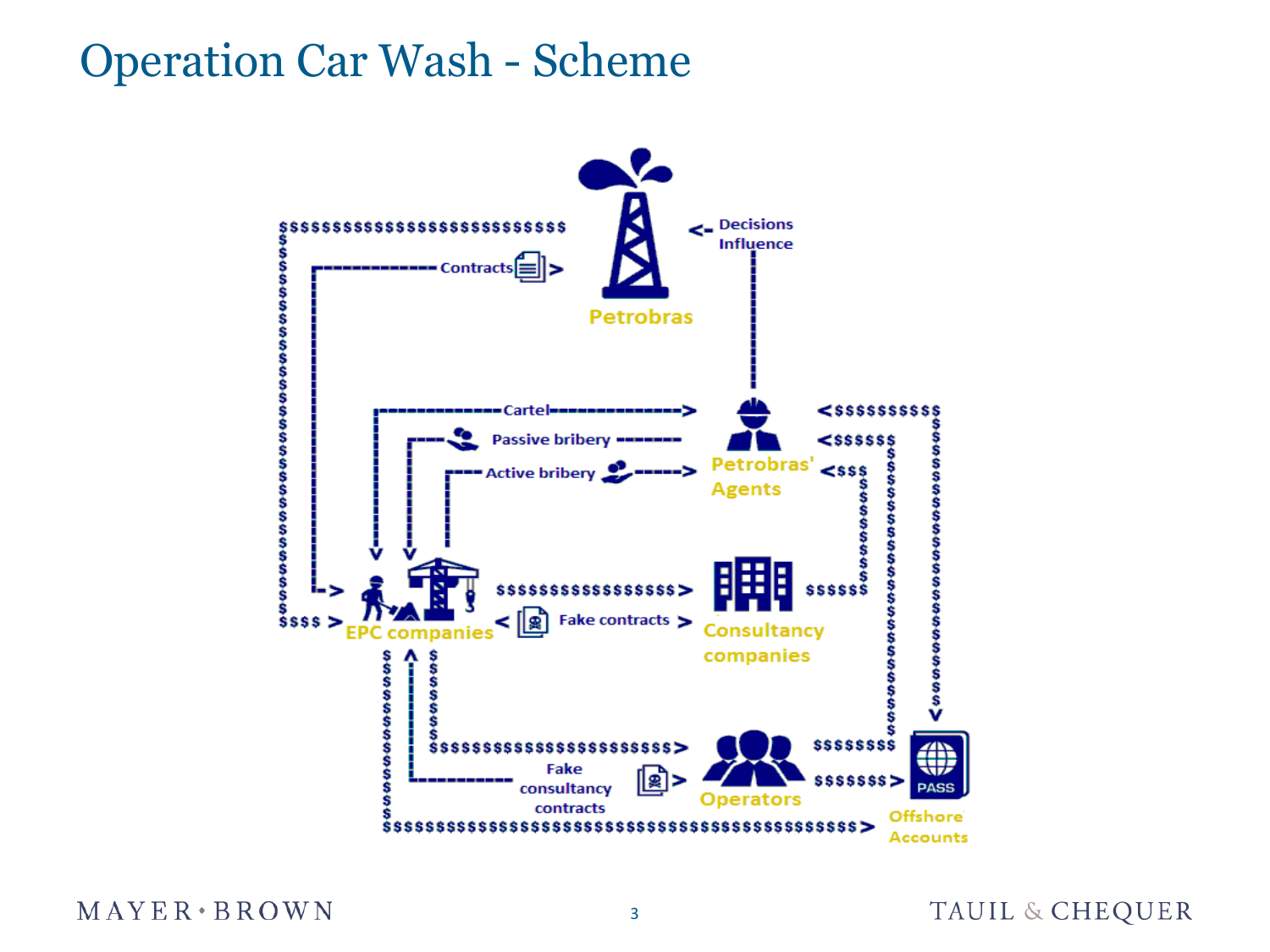# Operation Car Wash - Scheme

Petrobras

Contracts

Decisions Influence

Petrobras' Agents

Cartel

Passive bribery

Active bribery

EPC companies

Fake contracts

Consultancy companies

Fake consultancy contracts

Operators

Offshore Accounts

PASS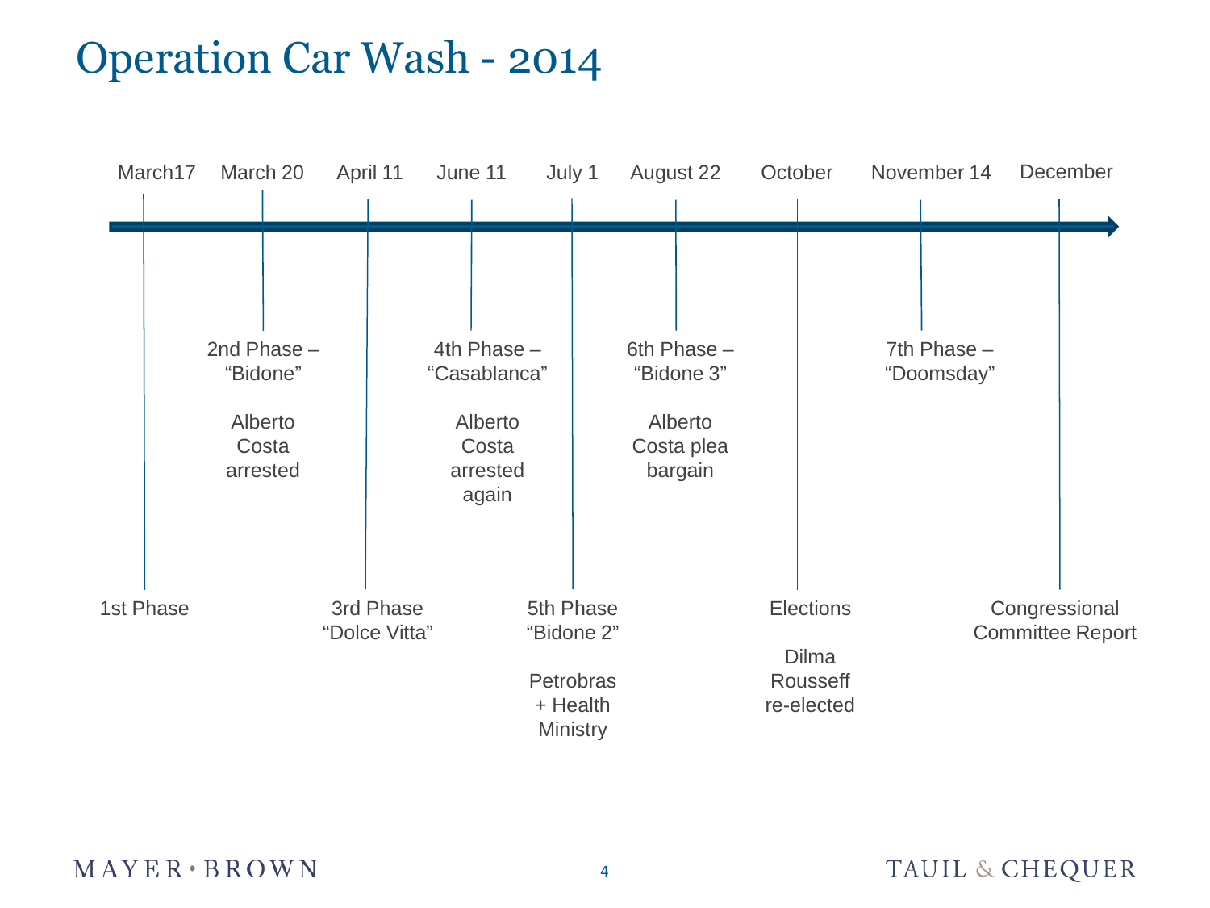# Operation Car Wash - 2014

| Date | Event |
| --- | --- |
| March17 | 1st Phase |
| March 20 | 2nd Phase – "Bidone" — Alberto Costa arrested |
| April 11 | 3rd Phase "Dolce Vitta" |
| June 11 | 4th Phase – "Casablanca" — Alberto Costa arrested again |
| July 1 | 5th Phase "Bidone 2" — Petrobras + Health Ministry |
| August 22 | 6th Phase – "Bidone 3" — Alberto Costa plea bargain |
| October | Elections — Dilma Rousseff re-elected |
| November 14 | 7th Phase – "Doomsday" |
| December | Congressional Committee Report |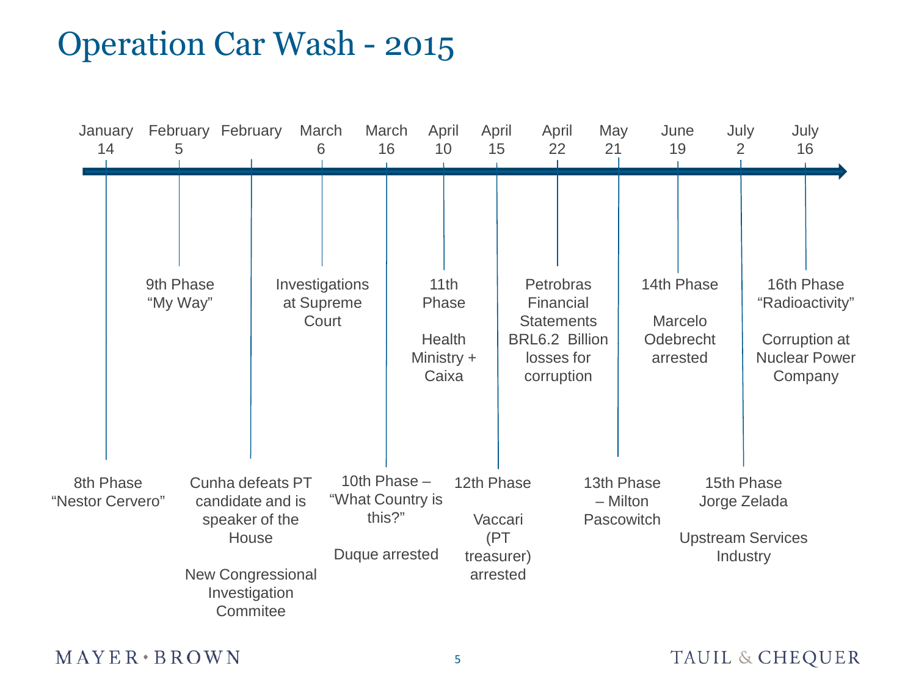# Operation Car Wash - 2015

- **January 14** – 8th Phase "Nestor Cervero"
- **February 5** – 9th Phase "My Way"
- **February** – Cunha defeats PT candidate and is speaker of the House

  New Congressional Investigation Commitee
- **March 6** – Investigations at Supreme Court
- **March 16** – 10th Phase – "What Country is this?"

  Duque arrested
- **April 10** – 11th Phase

  Health Ministry + Caixa
- **April 15** – 12th Phase

  Vaccari (PT treasurer) arrested
- **April 22** – Petrobras Financial Statements BRL6.2 Billion losses for corruption
- **May 21** – 13th Phase – Milton Pascowitch
- **June 19** – 14th Phase

  Marcelo Odebrecht arrested
- **July 2** – 15th Phase Jorge Zelada

  Upstream Services Industry
- **July 16** – 16th Phase "Radioactivity"

  Corruption at Nuclear Power Company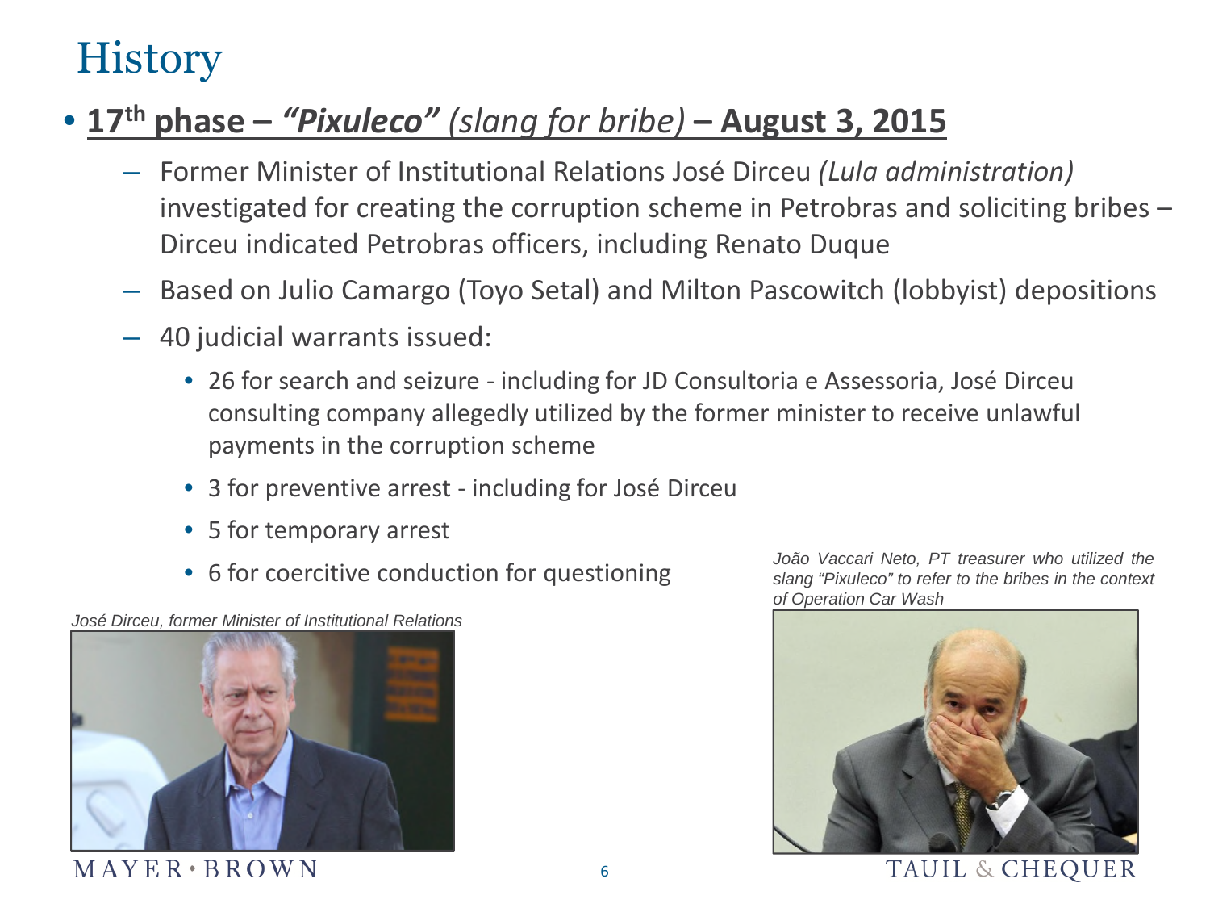# History

- **17th phase – *"Pixuleco"*** *(slang for bribe)* **– August 3, 2015**
  - Former Minister of Institutional Relations José Dirceu *(Lula administration)* investigated for creating the corruption scheme in Petrobras and soliciting bribes – Dirceu indicated Petrobras officers, including Renato Duque
  - Based on Julio Camargo (Toyo Setal) and Milton Pascowitch (lobbyist) depositions
  - 40 judicial warrants issued:
    - 26 for search and seizure - including for JD Consultoria e Assessoria, José Dirceu consulting company allegedly utilized by the former minister to receive unlawful payments in the corruption scheme
    - 3 for preventive arrest - including for José Dirceu
    - 5 for temporary arrest
    - 6 for coercitive conduction for questioning

*José Dirceu, former Minister of Institutional Relations*

*João Vaccari Neto, PT treasurer who utilized the slang "Pixuleco" to refer to the bribes in the context of Operation Car Wash*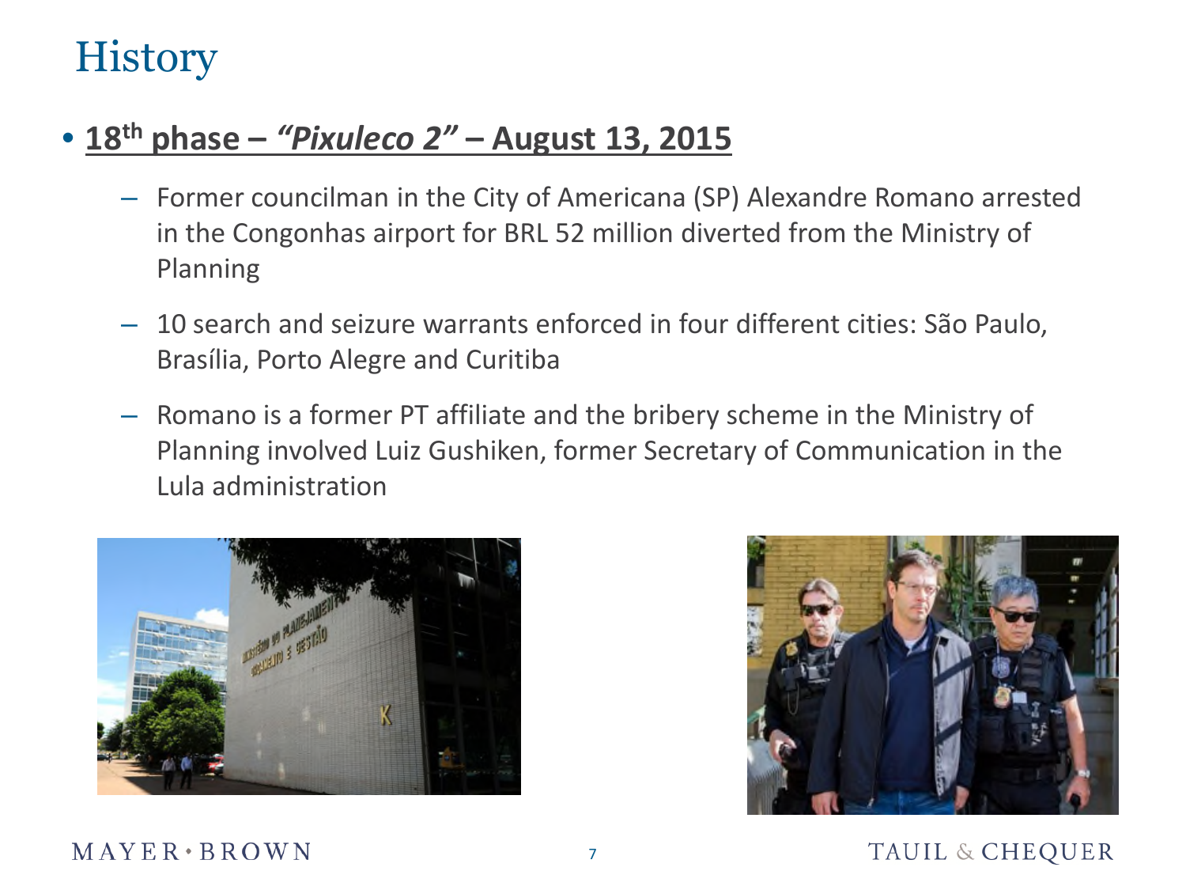# History

- **18th phase – *"Pixuleco 2"* – August 13, 2015**
  - Former councilman in the City of Americana (SP) Alexandre Romano arrested in the Congonhas airport for BRL 52 million diverted from the Ministry of Planning
  - 10 search and seizure warrants enforced in four different cities: São Paulo, Brasília, Porto Alegre and Curitiba
  - Romano is a former PT affiliate and the bribery scheme in the Ministry of Planning involved Luiz Gushiken, former Secretary of Communication in the Lula administration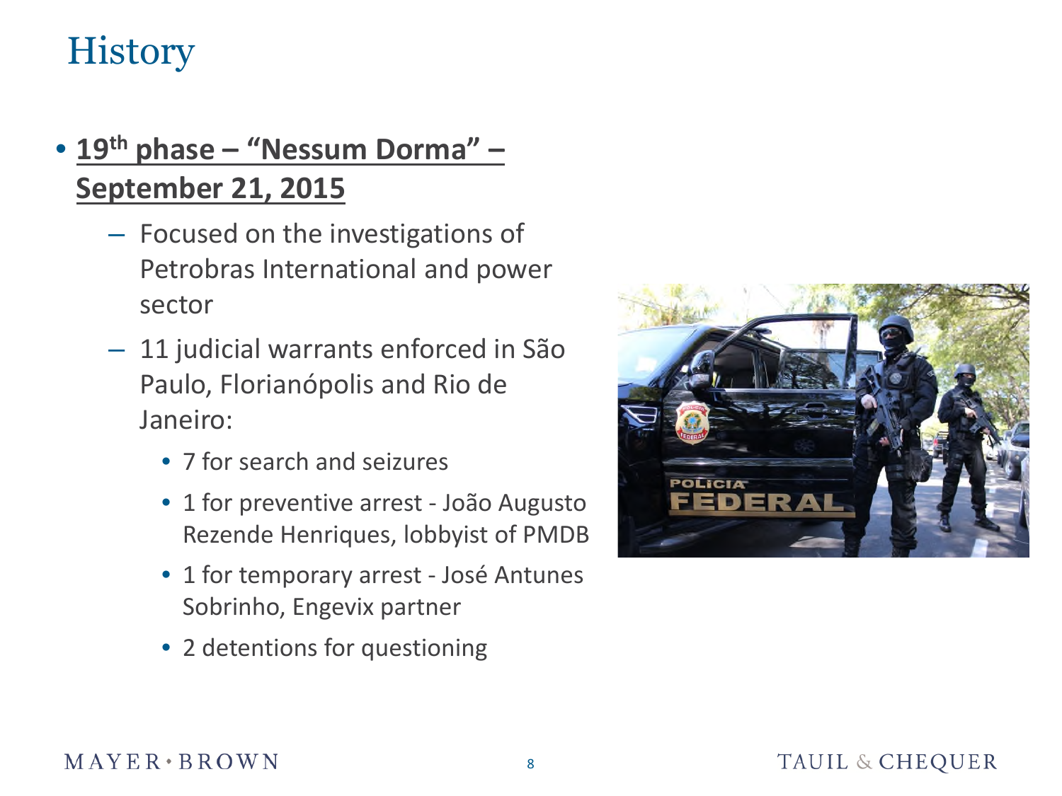# History

- **19th phase – "Nessum Dorma" – September 21, 2015**
  - Focused on the investigations of Petrobras International and power sector
  - 11 judicial warrants enforced in São Paulo, Florianópolis and Rio de Janeiro:
    - 7 for search and seizures
    - 1 for preventive arrest - João Augusto Rezende Henriques, lobbyist of PMDB
    - 1 for temporary arrest - José Antunes Sobrinho, Engevix partner
    - 2 detentions for questioning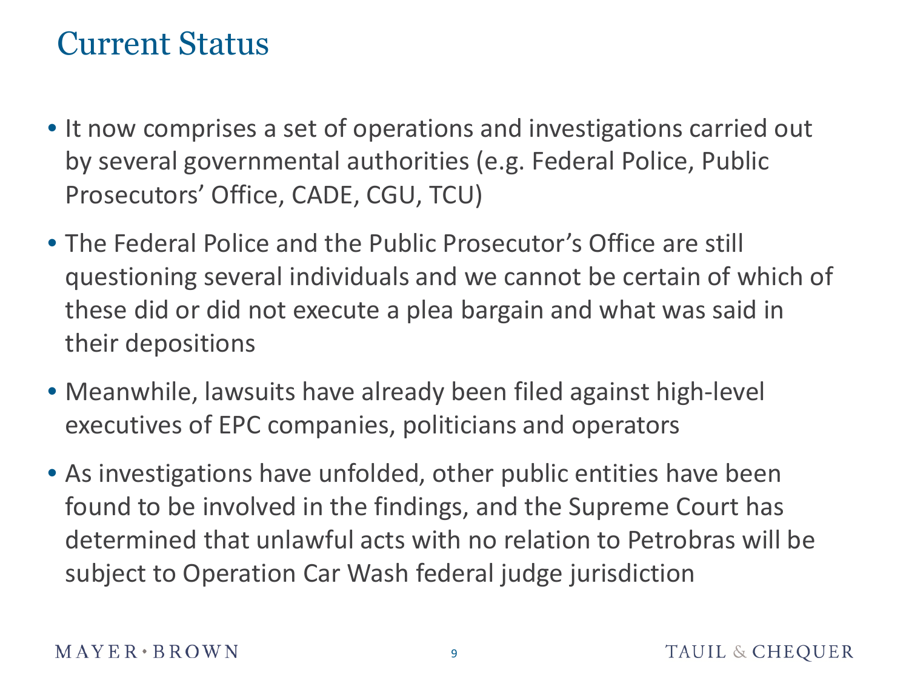# Current Status

- It now comprises a set of operations and investigations carried out by several governmental authorities (e.g. Federal Police, Public Prosecutors' Office, CADE, CGU, TCU)
- The Federal Police and the Public Prosecutor's Office are still questioning several individuals and we cannot be certain of which of these did or did not execute a plea bargain and what was said in their depositions
- Meanwhile, lawsuits have already been filed against high-level executives of EPC companies, politicians and operators
- As investigations have unfolded, other public entities have been found to be involved in the findings, and the Supreme Court has determined that unlawful acts with no relation to Petrobras will be subject to Operation Car Wash federal judge jurisdiction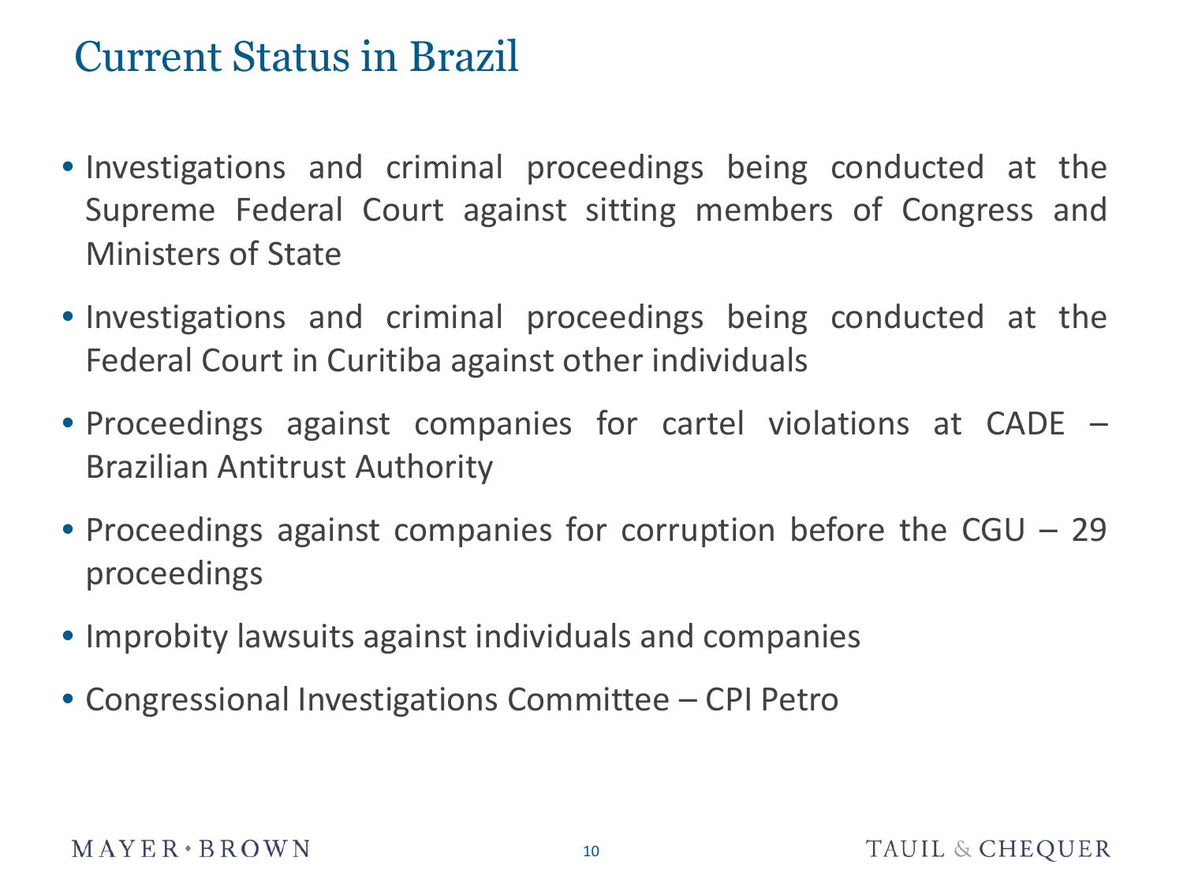# Current Status in Brazil

- Investigations and criminal proceedings being conducted at the Supreme Federal Court against sitting members of Congress and Ministers of State
- Investigations and criminal proceedings being conducted at the Federal Court in Curitiba against other individuals
- Proceedings against companies for cartel violations at CADE – Brazilian Antitrust Authority
- Proceedings against companies for corruption before the CGU – 29 proceedings
- Improbity lawsuits against individuals and companies
- Congressional Investigations Committee – CPI Petro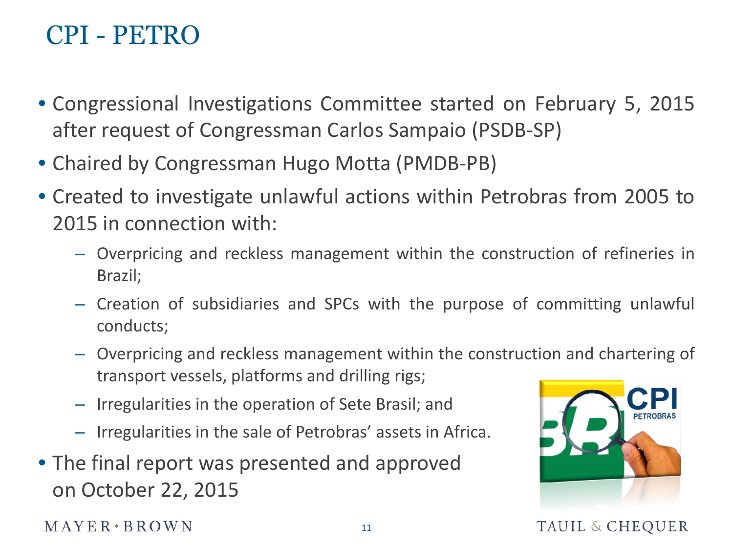# CPI - PETRO

- Congressional Investigations Committee started on February 5, 2015 after request of Congressman Carlos Sampaio (PSDB-SP)
- Chaired by Congressman Hugo Motta (PMDB-PB)
- Created to investigate unlawful actions within Petrobras from 2005 to 2015 in connection with:
  - Overpricing and reckless management within the construction of refineries in Brazil;
  - Creation of subsidiaries and SPCs with the purpose of committing unlawful conducts;
  - Overpricing and reckless management within the construction and chartering of transport vessels, platforms and drilling rigs;
  - Irregularities in the operation of Sete Brasil; and
  - Irregularities in the sale of Petrobras' assets in Africa.
- The final report was presented and approved on October 22, 2015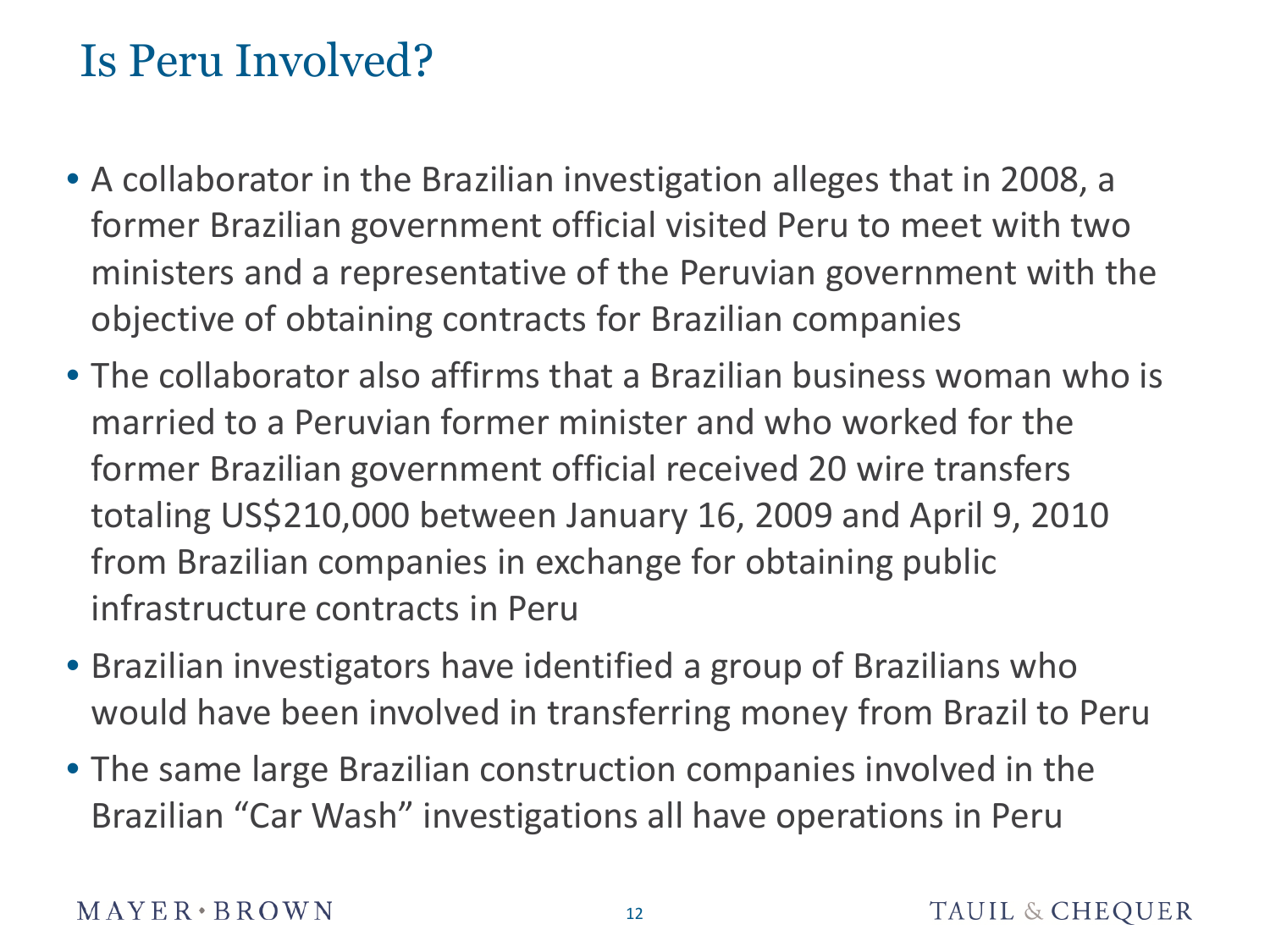# Is Peru Involved?

- A collaborator in the Brazilian investigation alleges that in 2008, a former Brazilian government official visited Peru to meet with two ministers and a representative of the Peruvian government with the objective of obtaining contracts for Brazilian companies
- The collaborator also affirms that a Brazilian business woman who is married to a Peruvian former minister and who worked for the former Brazilian government official received 20 wire transfers totaling US$210,000 between January 16, 2009 and April 9, 2010 from Brazilian companies in exchange for obtaining public infrastructure contracts in Peru
- Brazilian investigators have identified a group of Brazilians who would have been involved in transferring money from Brazil to Peru
- The same large Brazilian construction companies involved in the Brazilian "Car Wash" investigations all have operations in Peru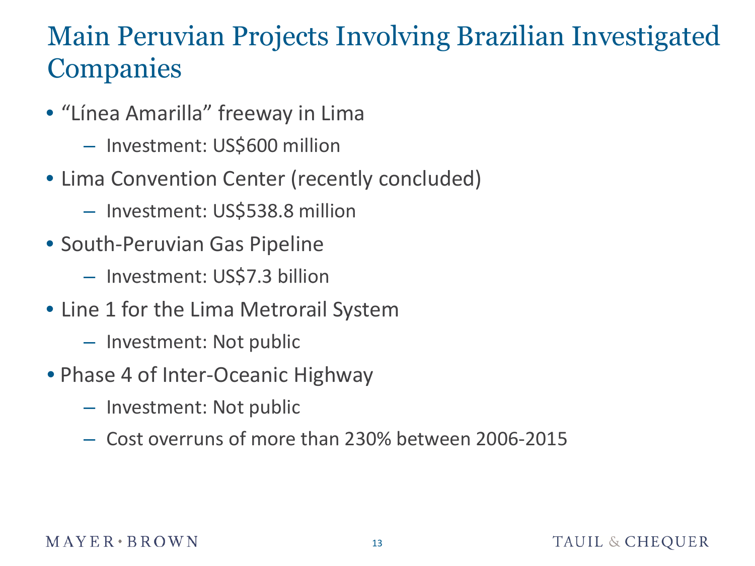# Main Peruvian Projects Involving Brazilian Investigated Companies

- "Línea Amarilla" freeway in Lima
  - Investment: US$600 million
- Lima Convention Center (recently concluded)
  - Investment: US$538.8 million
- South-Peruvian Gas Pipeline
  - Investment: US$7.3 billion
- Line 1 for the Lima Metrorail System
  - Investment: Not public
- Phase 4 of Inter-Oceanic Highway
  - Investment: Not public
  - Cost overruns of more than 230% between 2006-2015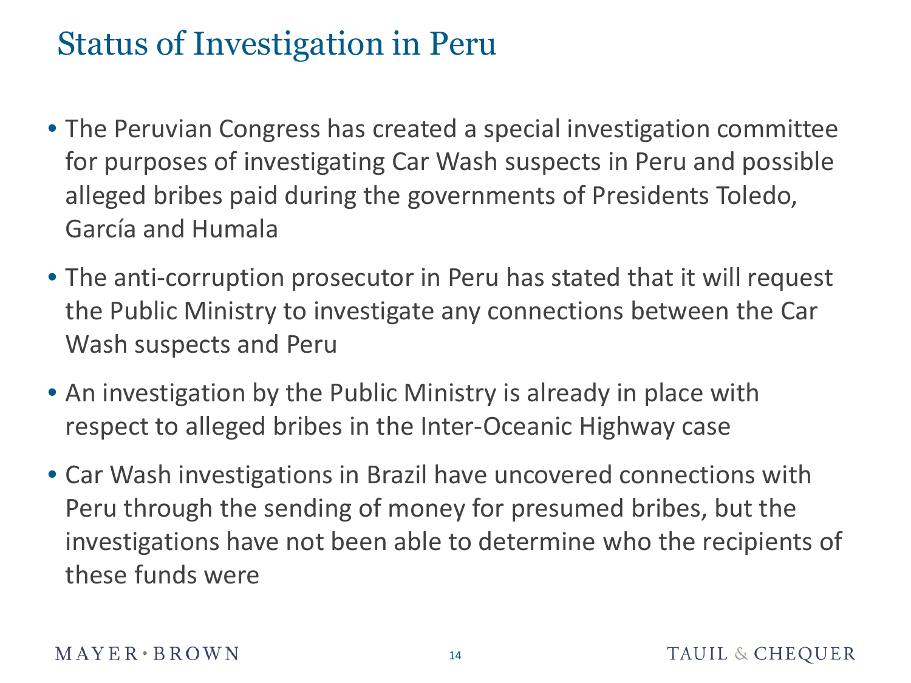# Status of Investigation in Peru

- The Peruvian Congress has created a special investigation committee for purposes of investigating Car Wash suspects in Peru and possible alleged bribes paid during the governments of Presidents Toledo, García and Humala
- The anti-corruption prosecutor in Peru has stated that it will request the Public Ministry to investigate any connections between the Car Wash suspects and Peru
- An investigation by the Public Ministry is already in place with respect to alleged bribes in the Inter-Oceanic Highway case
- Car Wash investigations in Brazil have uncovered connections with Peru through the sending of money for presumed bribes, but the investigations have not been able to determine who the recipients of these funds were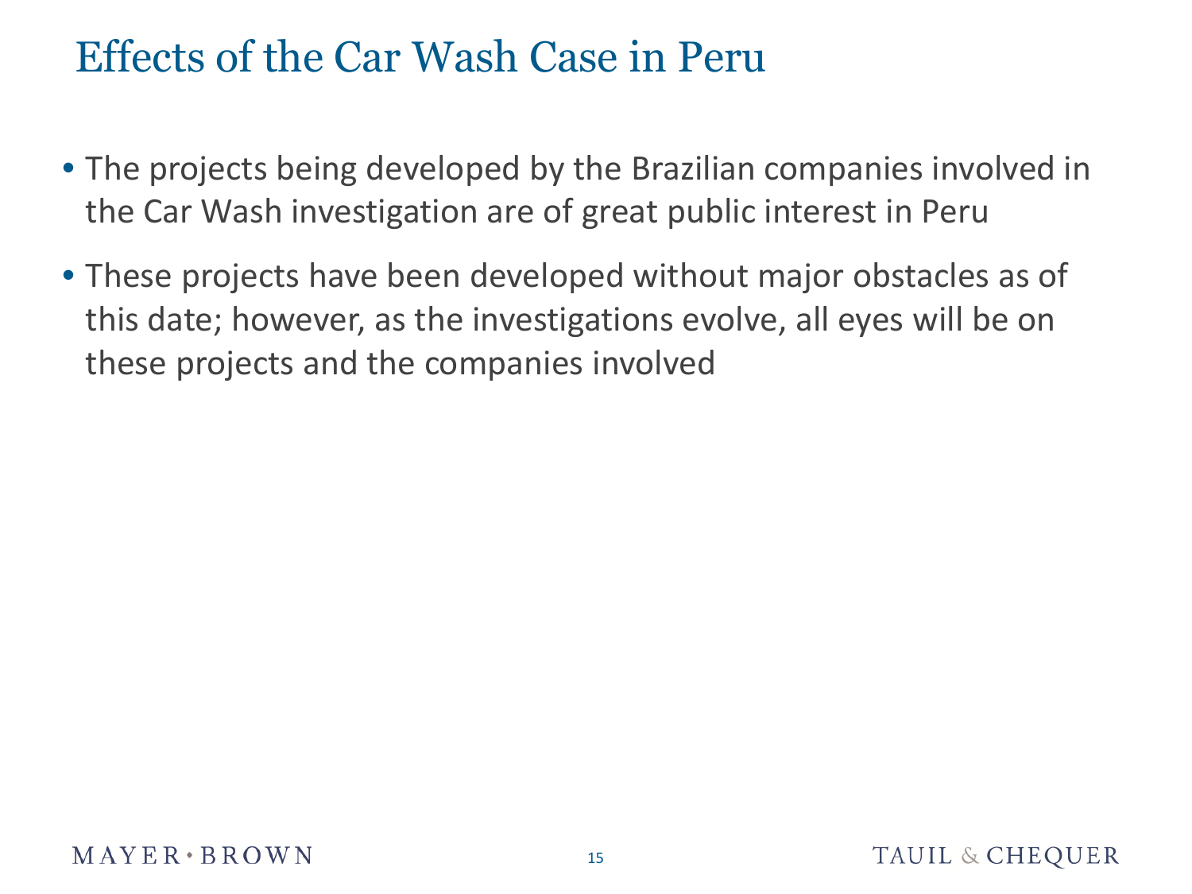# Effects of the Car Wash Case in Peru

- The projects being developed by the Brazilian companies involved in the Car Wash investigation are of great public interest in Peru
- These projects have been developed without major obstacles as of this date; however, as the investigations evolve, all eyes will be on these projects and the companies involved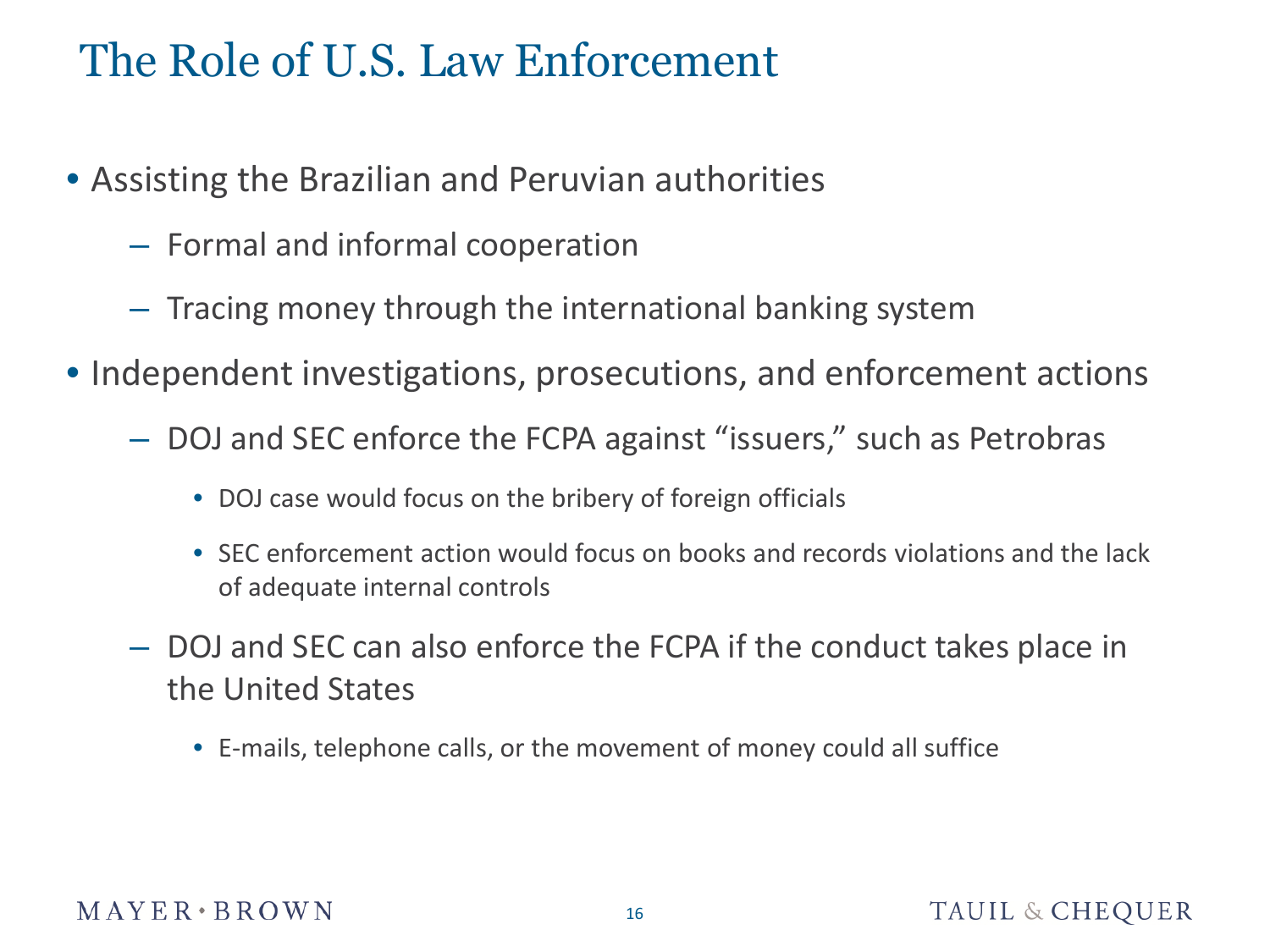# The Role of U.S. Law Enforcement

- Assisting the Brazilian and Peruvian authorities
  - Formal and informal cooperation
  - Tracing money through the international banking system
- Independent investigations, prosecutions, and enforcement actions
  - DOJ and SEC enforce the FCPA against "issuers," such as Petrobras
    - DOJ case would focus on the bribery of foreign officials
    - SEC enforcement action would focus on books and records violations and the lack of adequate internal controls
  - DOJ and SEC can also enforce the FCPA if the conduct takes place in the United States
    - E-mails, telephone calls, or the movement of money could all suffice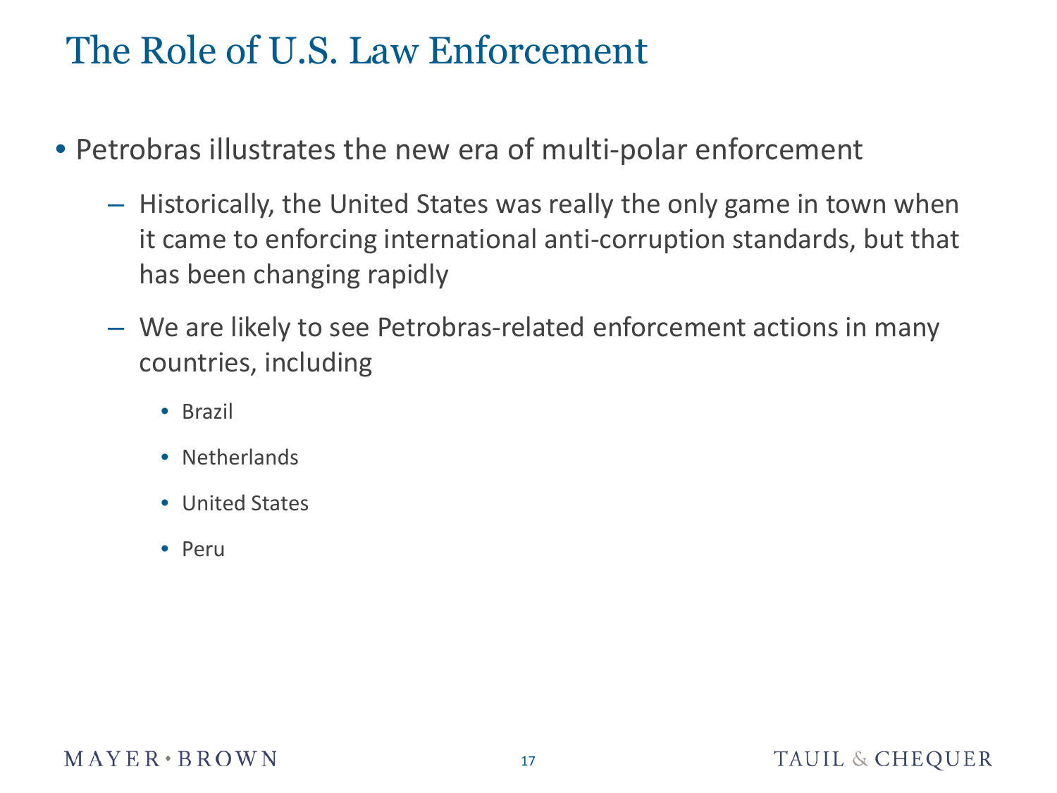# The Role of U.S. Law Enforcement

- Petrobras illustrates the new era of multi-polar enforcement
  - Historically, the United States was really the only game in town when it came to enforcing international anti-corruption standards, but that has been changing rapidly
  - We are likely to see Petrobras-related enforcement actions in many countries, including
    - Brazil
    - Netherlands
    - United States
    - Peru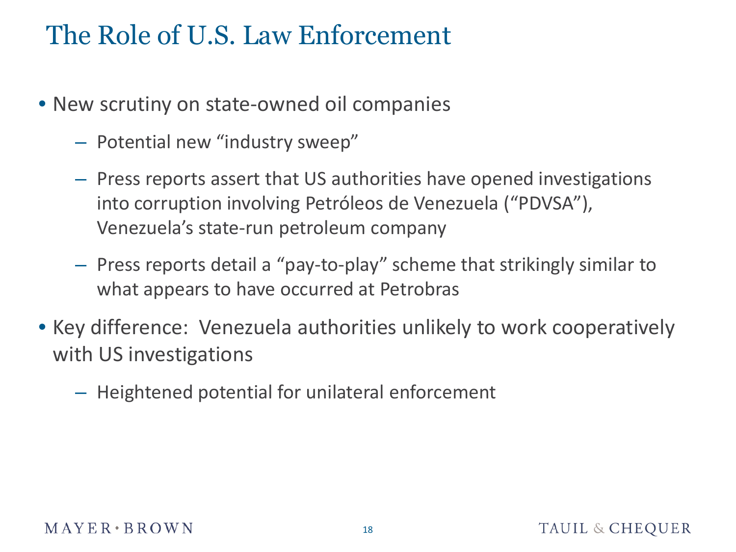# The Role of U.S. Law Enforcement

- New scrutiny on state-owned oil companies
  - Potential new "industry sweep"
  - Press reports assert that US authorities have opened investigations into corruption involving Petróleos de Venezuela ("PDVSA"), Venezuela's state-run petroleum company
  - Press reports detail a "pay-to-play" scheme that strikingly similar to what appears to have occurred at Petrobras
- Key difference: Venezuela authorities unlikely to work cooperatively with US investigations
  - Heightened potential for unilateral enforcement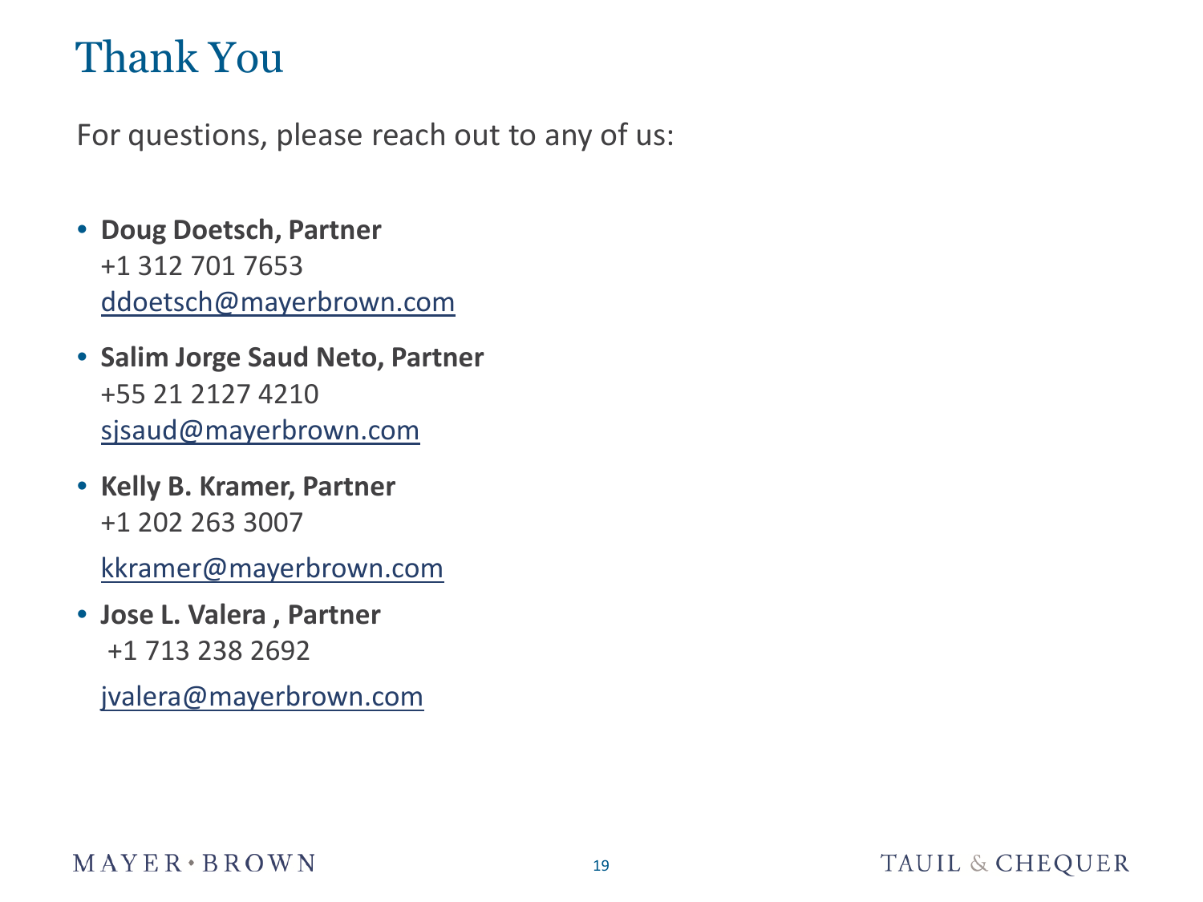# Thank You

For questions, please reach out to any of us:

- **Doug Doetsch, Partner**
  +1 312 701 7653
  ddoetsch@mayerbrown.com
- **Salim Jorge Saud Neto, Partner**
  +55 21 2127 4210
  sjsaud@mayerbrown.com
- **Kelly B. Kramer, Partner**
  +1 202 263 3007
  kkramer@mayerbrown.com
- **Jose L. Valera , Partner**
  +1 713 238 2692
  jvalera@mayerbrown.com